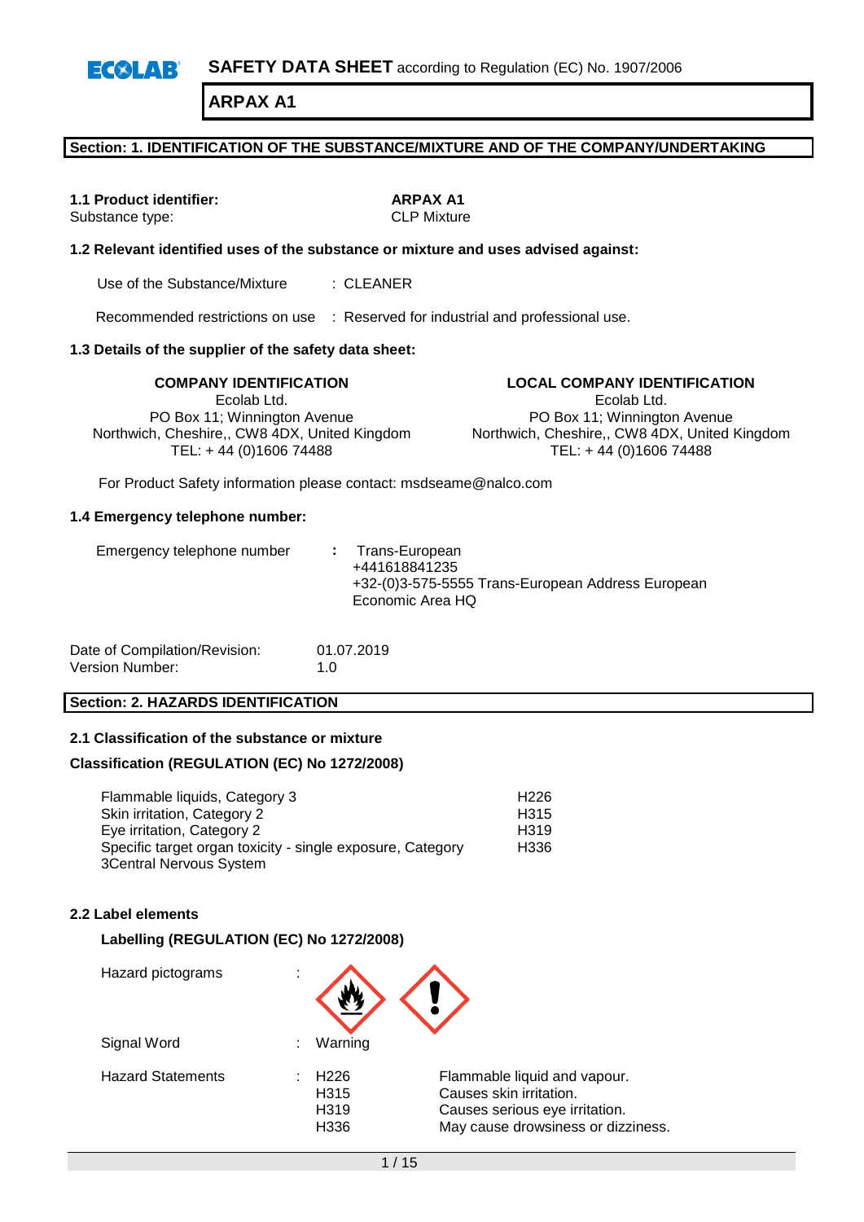ECOLAB **SAFETY DATA SHEET** according to Regulation (EC) No. 1907/2006

# ARPAX A1

## Section: 1. IDENTIFICATION OF THE SUBSTANCE/MIXTURE AND OF THE COMPANY/UNDERTAKING

**1.1 Product identifier:** **ARPAX A1**
Substance type: CLP Mixture

### 1.2 Relevant identified uses of the substance or mixture and uses advised against:

Use of the Substance/Mixture : CLEANER

Recommended restrictions on use : Reserved for industrial and professional use.

### 1.3 Details of the supplier of the safety data sheet:

**COMPANY IDENTIFICATION**
Ecolab Ltd.
PO Box 11; Winnington Avenue
Northwich, Cheshire,, CW8 4DX, United Kingdom
TEL: + 44 (0)1606 74488

**LOCAL COMPANY IDENTIFICATION**
Ecolab Ltd.
PO Box 11; Winnington Avenue
Northwich, Cheshire,, CW8 4DX, United Kingdom
TEL: + 44 (0)1606 74488

For Product Safety information please contact: msdseame@nalco.com

### 1.4 Emergency telephone number:

Emergency telephone number : Trans-European
+441618841235
+32-(0)3-575-5555 Trans-European Address European Economic Area HQ

Date of Compilation/Revision: 01.07.2019
Version Number: 1.0

## Section: 2. HAZARDS IDENTIFICATION

### 2.1 Classification of the substance or mixture

**Classification (REGULATION (EC) No 1272/2008)**

| | |
|---|---|
| Flammable liquids, Category 3 | H226 |
| Skin irritation, Category 2 | H315 |
| Eye irritation, Category 2 | H319 |
| Specific target organ toxicity - single exposure, Category 3Central Nervous System | H336 |

### 2.2 Label elements

**Labelling (REGULATION (EC) No 1272/2008)**

Hazard pictograms :

Signal Word : Warning

| Hazard Statements | | |
|---|---|---|
| : | H226 | Flammable liquid and vapour. |
| | H315 | Causes skin irritation. |
| | H319 | Causes serious eye irritation. |
| | H336 | May cause drowsiness or dizziness. |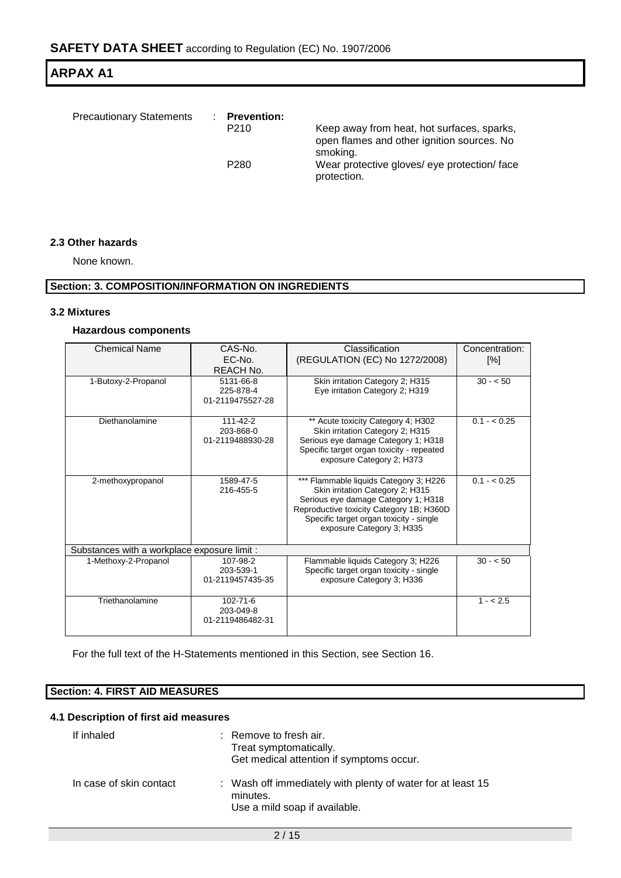Precautionary Statements : **Prevention:**

P210 Keep away from heat, hot surfaces, sparks, open flames and other ignition sources. No smoking.

P280 Wear protective gloves/ eye protection/ face protection.

### 2.3 Other hazards

None known.

## Section: 3. COMPOSITION/INFORMATION ON INGREDIENTS

### 3.2 Mixtures

#### Hazardous components

| Chemical Name | CAS-No.<br>EC-No.<br>REACH No. | Classification<br>(REGULATION (EC) No 1272/2008) | Concentration: [%] |
|---|---|---|---|
| 1-Butoxy-2-Propanol | 5131-66-8<br>225-878-4<br>01-2119475527-28 | Skin irritation Category 2; H315<br>Eye irritation Category 2; H319 | 30 - < 50 |
| Diethanolamine | 111-42-2<br>203-868-0<br>01-2119488930-28 | ** Acute toxicity Category 4; H302<br>Skin irritation Category 2; H315<br>Serious eye damage Category 1; H318<br>Specific target organ toxicity - repeated exposure Category 2; H373 | 0.1 - < 0.25 |
| 2-methoxypropanol | 1589-47-5<br>216-455-5 | *** Flammable liquids Category 3; H226<br>Skin irritation Category 2; H315<br>Serious eye damage Category 1; H318<br>Reproductive toxicity Category 1B; H360D<br>Specific target organ toxicity - single exposure Category 3; H335 | 0.1 - < 0.25 |
| Substances with a workplace exposure limit : | | | |
| 1-Methoxy-2-Propanol | 107-98-2<br>203-539-1<br>01-2119457435-35 | Flammable liquids Category 3; H226<br>Specific target organ toxicity - single exposure Category 3; H336 | 30 - < 50 |
| Triethanolamine | 102-71-6<br>203-049-8<br>01-2119486482-31 | | 1 - < 2.5 |

For the full text of the H-Statements mentioned in this Section, see Section 16.

## Section: 4. FIRST AID MEASURES

### 4.1 Description of first aid measures

If inhaled : Remove to fresh air.
Treat symptomatically.
Get medical attention if symptoms occur.

In case of skin contact : Wash off immediately with plenty of water for at least 15 minutes.
Use a mild soap if available.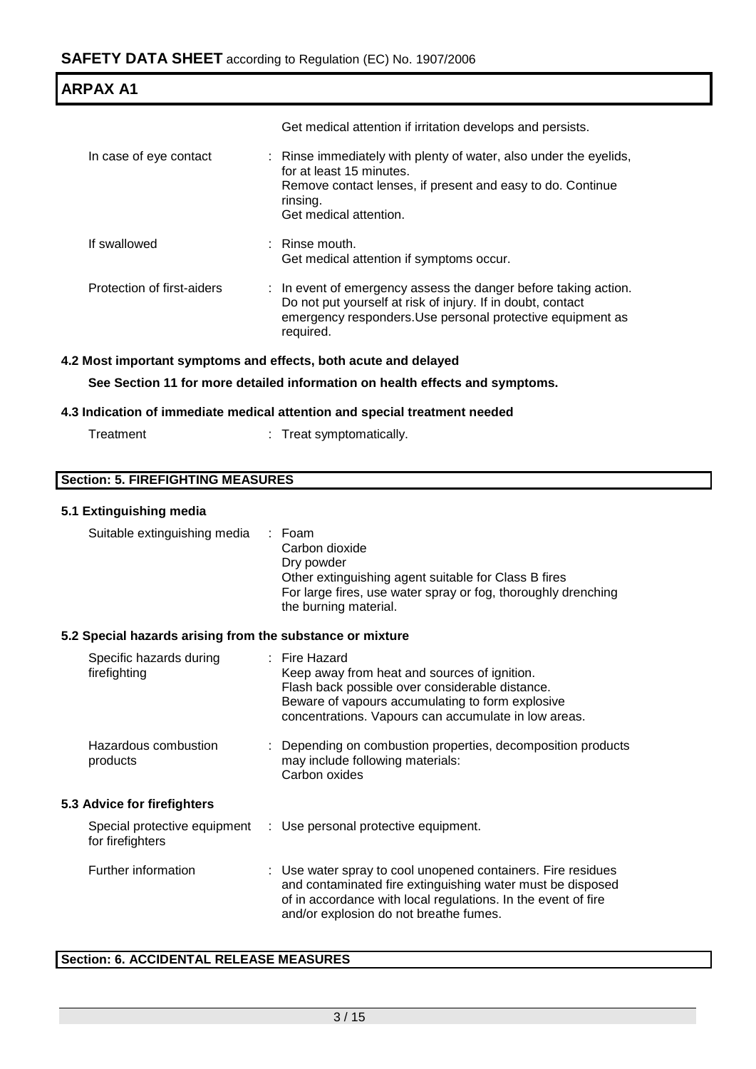Get medical attention if irritation develops and persists.

| | |
|---|---|
| In case of eye contact | Rinse immediately with plenty of water, also under the eyelids, for at least 15 minutes.<br>Remove contact lenses, if present and easy to do. Continue rinsing.<br>Get medical attention. |
| If swallowed | Rinse mouth.<br>Get medical attention if symptoms occur. |
| Protection of first-aiders | In event of emergency assess the danger before taking action. Do not put yourself at risk of injury. If in doubt, contact emergency responders.Use personal protective equipment as required. |

### 4.2 Most important symptoms and effects, both acute and delayed

**See Section 11 for more detailed information on health effects and symptoms.**

### 4.3 Indication of immediate medical attention and special treatment needed

| | |
|---|---|
| Treatment | Treat symptomatically. |

## Section: 5. FIREFIGHTING MEASURES

### 5.1 Extinguishing media

| | |
|---|---|
| Suitable extinguishing media | Foam<br>Carbon dioxide<br>Dry powder<br>Other extinguishing agent suitable for Class B fires<br>For large fires, use water spray or fog, thoroughly drenching the burning material. |

### 5.2 Special hazards arising from the substance or mixture

| | |
|---|---|
| Specific hazards during firefighting | Fire Hazard<br>Keep away from heat and sources of ignition.<br>Flash back possible over considerable distance.<br>Beware of vapours accumulating to form explosive concentrations. Vapours can accumulate in low areas. |
| Hazardous combustion products | Depending on combustion properties, decomposition products may include following materials:<br>Carbon oxides |

### 5.3 Advice for firefighters

| | |
|---|---|
| Special protective equipment for firefighters | Use personal protective equipment. |
| Further information | Use water spray to cool unopened containers. Fire residues and contaminated fire extinguishing water must be disposed of in accordance with local regulations. In the event of fire and/or explosion do not breathe fumes. |

## Section: 6. ACCIDENTAL RELEASE MEASURES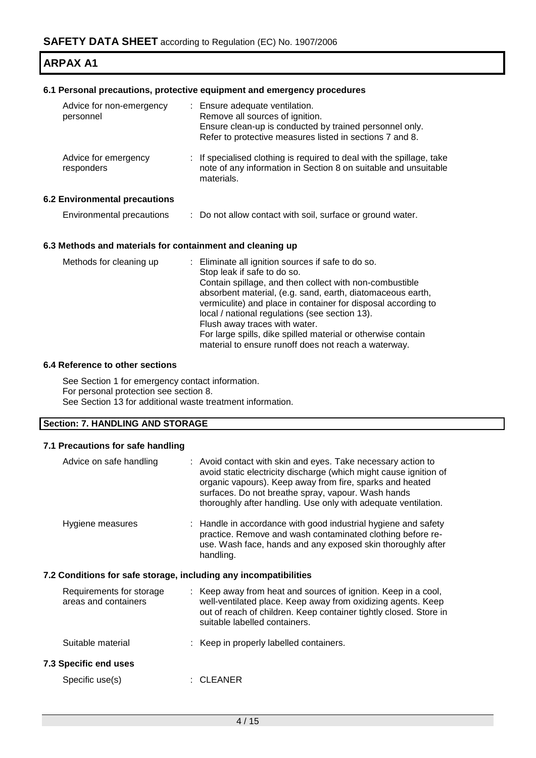# SAFETY DATA SHEET according to Regulation (EC) No. 1907/2006

## ARPAX A1

### 6.1 Personal precautions, protective equipment and emergency procedures

| | |
|---|---|
| Advice for non-emergency personnel | : Ensure adequate ventilation.<br>Remove all sources of ignition.<br>Ensure clean-up is conducted by trained personnel only.<br>Refer to protective measures listed in sections 7 and 8. |
| Advice for emergency responders | : If specialised clothing is required to deal with the spillage, take note of any information in Section 8 on suitable and unsuitable materials. |

### 6.2 Environmental precautions

| | |
|---|---|
| Environmental precautions | : Do not allow contact with soil, surface or ground water. |

### 6.3 Methods and materials for containment and cleaning up

| | |
|---|---|
| Methods for cleaning up | : Eliminate all ignition sources if safe to do so.<br>Stop leak if safe to do so.<br>Contain spillage, and then collect with non-combustible absorbent material, (e.g. sand, earth, diatomaceous earth, vermiculite) and place in container for disposal according to local / national regulations (see section 13).<br>Flush away traces with water.<br>For large spills, dike spilled material or otherwise contain material to ensure runoff does not reach a waterway. |

### 6.4 Reference to other sections

See Section 1 for emergency contact information.
For personal protection see section 8.
See Section 13 for additional waste treatment information.

## Section: 7. HANDLING AND STORAGE

### 7.1 Precautions for safe handling

| | |
|---|---|
| Advice on safe handling | : Avoid contact with skin and eyes. Take necessary action to avoid static electricity discharge (which might cause ignition of organic vapours). Keep away from fire, sparks and heated surfaces. Do not breathe spray, vapour. Wash hands thoroughly after handling. Use only with adequate ventilation. |
| Hygiene measures | : Handle in accordance with good industrial hygiene and safety practice. Remove and wash contaminated clothing before re-use. Wash face, hands and any exposed skin thoroughly after handling. |

### 7.2 Conditions for safe storage, including any incompatibilities

| | |
|---|---|
| Requirements for storage areas and containers | : Keep away from heat and sources of ignition. Keep in a cool, well-ventilated place. Keep away from oxidizing agents. Keep out of reach of children. Keep container tightly closed. Store in suitable labelled containers. |
| Suitable material | : Keep in properly labelled containers. |

### 7.3 Specific end uses

| | |
|---|---|
| Specific use(s) | : CLEANER |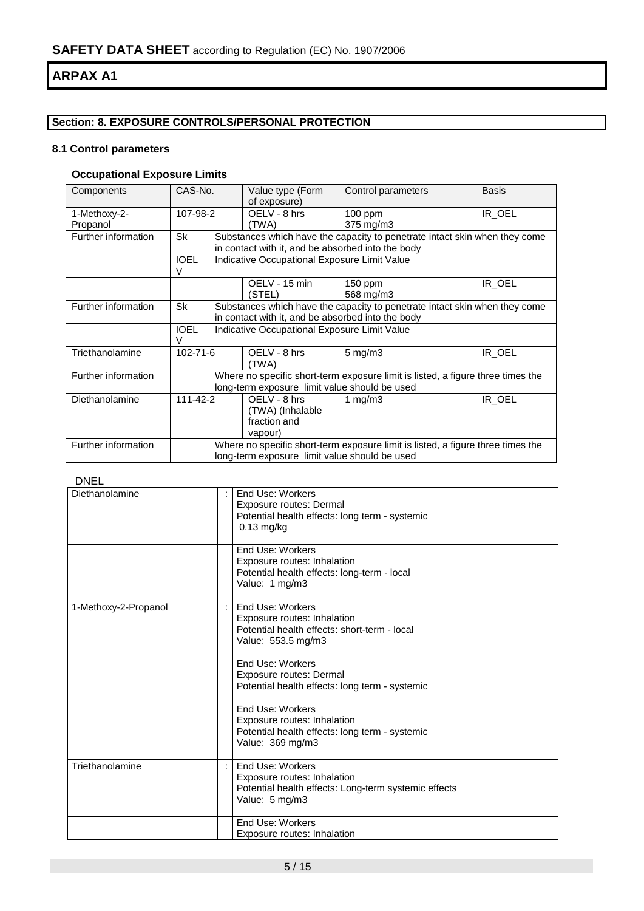# SAFETY DATA SHEET according to Regulation (EC) No. 1907/2006

# ARPAX A1

## Section: 8. EXPOSURE CONTROLS/PERSONAL PROTECTION

### 8.1 Control parameters

#### Occupational Exposure Limits

| Components | CAS-No. | Value type (Form of exposure) | Control parameters | Basis |
|---|---|---|---|---|
| 1-Methoxy-2-Propanol | 107-98-2 | OELV - 8 hrs (TWA) | 100 ppm<br>375 mg/m3 | IR_OEL |
| Further information | Sk | Substances which have the capacity to penetrate intact skin when they come in contact with it, and be absorbed into the body | | |
| | IOELV | Indicative Occupational Exposure Limit Value | | |
| | | OELV - 15 min (STEL) | 150 ppm<br>568 mg/m3 | IR_OEL |
| Further information | Sk | Substances which have the capacity to penetrate intact skin when they come in contact with it, and be absorbed into the body | | |
| | IOELV | Indicative Occupational Exposure Limit Value | | |
| Triethanolamine | 102-71-6 | OELV - 8 hrs (TWA) | 5 mg/m3 | IR_OEL |
| Further information | | Where no specific short-term exposure limit is listed, a figure three times the long-term exposure limit value should be used | | |
| Diethanolamine | 111-42-2 | OELV - 8 hrs (TWA) (Inhalable fraction and vapour) | 1 mg/m3 | IR_OEL |
| Further information | | Where no specific short-term exposure limit is listed, a figure three times the long-term exposure limit value should be used | | |

DNEL

| | | |
|---|---|---|
| Diethanolamine | : | End Use: Workers<br>Exposure routes: Dermal<br>Potential health effects: long term - systemic<br>0.13 mg/kg |
| | | End Use: Workers<br>Exposure routes: Inhalation<br>Potential health effects: long-term - local<br>Value: 1 mg/m3 |
| 1-Methoxy-2-Propanol | : | End Use: Workers<br>Exposure routes: Inhalation<br>Potential health effects: short-term - local<br>Value: 553.5 mg/m3 |
| | | End Use: Workers<br>Exposure routes: Dermal<br>Potential health effects: long term - systemic |
| | | End Use: Workers<br>Exposure routes: Inhalation<br>Potential health effects: long term - systemic<br>Value: 369 mg/m3 |
| Triethanolamine | : | End Use: Workers<br>Exposure routes: Inhalation<br>Potential health effects: Long-term systemic effects<br>Value: 5 mg/m3 |
| | | End Use: Workers<br>Exposure routes: Inhalation |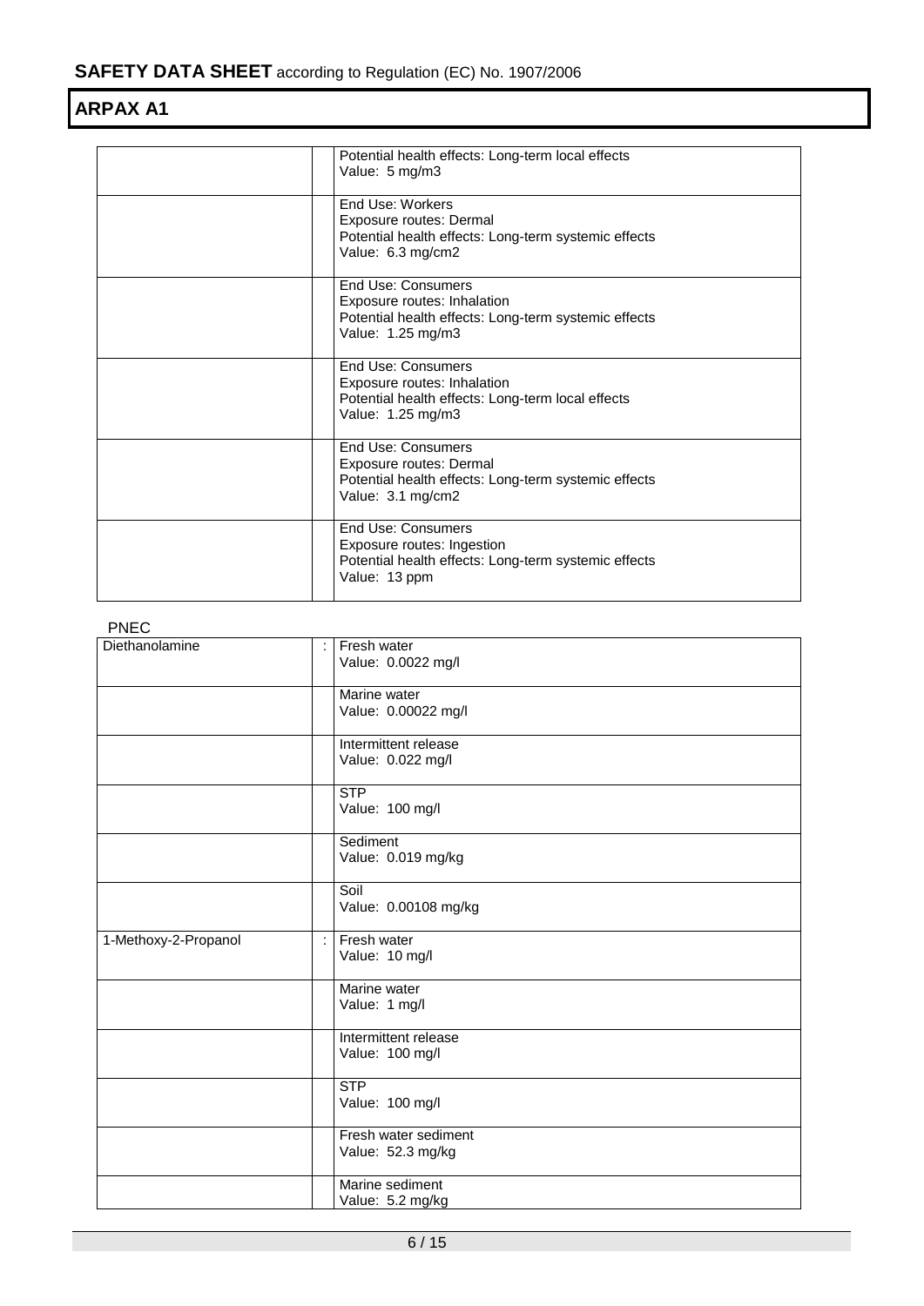# SAFETY DATA SHEET according to Regulation (EC) No. 1907/2006

## ARPAX A1

| | | |
|---|---|---|
| | | Potential health effects: Long-term local effects<br>Value: 5 mg/m3 |
| | | End Use: Workers<br>Exposure routes: Dermal<br>Potential health effects: Long-term systemic effects<br>Value: 6.3 mg/cm2 |
| | | End Use: Consumers<br>Exposure routes: Inhalation<br>Potential health effects: Long-term systemic effects<br>Value: 1.25 mg/m3 |
| | | End Use: Consumers<br>Exposure routes: Inhalation<br>Potential health effects: Long-term local effects<br>Value: 1.25 mg/m3 |
| | | End Use: Consumers<br>Exposure routes: Dermal<br>Potential health effects: Long-term systemic effects<br>Value: 3.1 mg/cm2 |
| | | End Use: Consumers<br>Exposure routes: Ingestion<br>Potential health effects: Long-term systemic effects<br>Value: 13 ppm |

PNEC

| | | |
|---|---|---|
| Diethanolamine | : | Fresh water<br>Value: 0.0022 mg/l |
| | | Marine water<br>Value: 0.00022 mg/l |
| | | Intermittent release<br>Value: 0.022 mg/l |
| | | STP<br>Value: 100 mg/l |
| | | Sediment<br>Value: 0.019 mg/kg |
| | | Soil<br>Value: 0.00108 mg/kg |
| 1-Methoxy-2-Propanol | : | Fresh water<br>Value: 10 mg/l |
| | | Marine water<br>Value: 1 mg/l |
| | | Intermittent release<br>Value: 100 mg/l |
| | | STP<br>Value: 100 mg/l |
| | | Fresh water sediment<br>Value: 52.3 mg/kg |
| | | Marine sediment<br>Value: 5.2 mg/kg |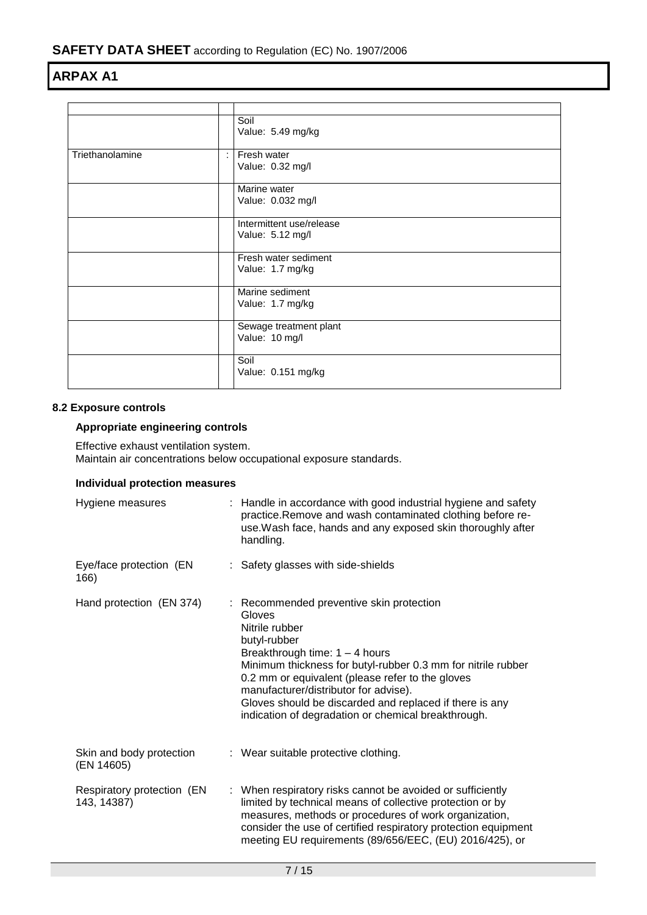| | | |
|---|---|---|
| | | Soil<br>Value: 5.49 mg/kg |
| Triethanolamine | : | Fresh water<br>Value: 0.32 mg/l |
| | | Marine water<br>Value: 0.032 mg/l |
| | | Intermittent use/release<br>Value: 5.12 mg/l |
| | | Fresh water sediment<br>Value: 1.7 mg/kg |
| | | Marine sediment<br>Value: 1.7 mg/kg |
| | | Sewage treatment plant<br>Value: 10 mg/l |
| | | Soil<br>Value: 0.151 mg/kg |

### 8.2 Exposure controls

#### Appropriate engineering controls

Effective exhaust ventilation system.
Maintain air concentrations below occupational exposure standards.

#### Individual protection measures

| | | |
|---|---|---|
| Hygiene measures | : | Handle in accordance with good industrial hygiene and safety practice.Remove and wash contaminated clothing before re-use.Wash face, hands and any exposed skin thoroughly after handling. |
| Eye/face protection (EN 166) | : | Safety glasses with side-shields |
| Hand protection (EN 374) | : | Recommended preventive skin protection<br>Gloves<br>Nitrile rubber<br>butyl-rubber<br>Breakthrough time: 1 – 4 hours<br>Minimum thickness for butyl-rubber 0.3 mm for nitrile rubber 0.2 mm or equivalent (please refer to the gloves manufacturer/distributor for advise).<br>Gloves should be discarded and replaced if there is any indication of degradation or chemical breakthrough. |
| Skin and body protection (EN 14605) | : | Wear suitable protective clothing. |
| Respiratory protection (EN 143, 14387) | : | When respiratory risks cannot be avoided or sufficiently limited by technical means of collective protection or by measures, methods or procedures of work organization, consider the use of certified respiratory protection equipment meeting EU requirements (89/656/EEC, (EU) 2016/425), or |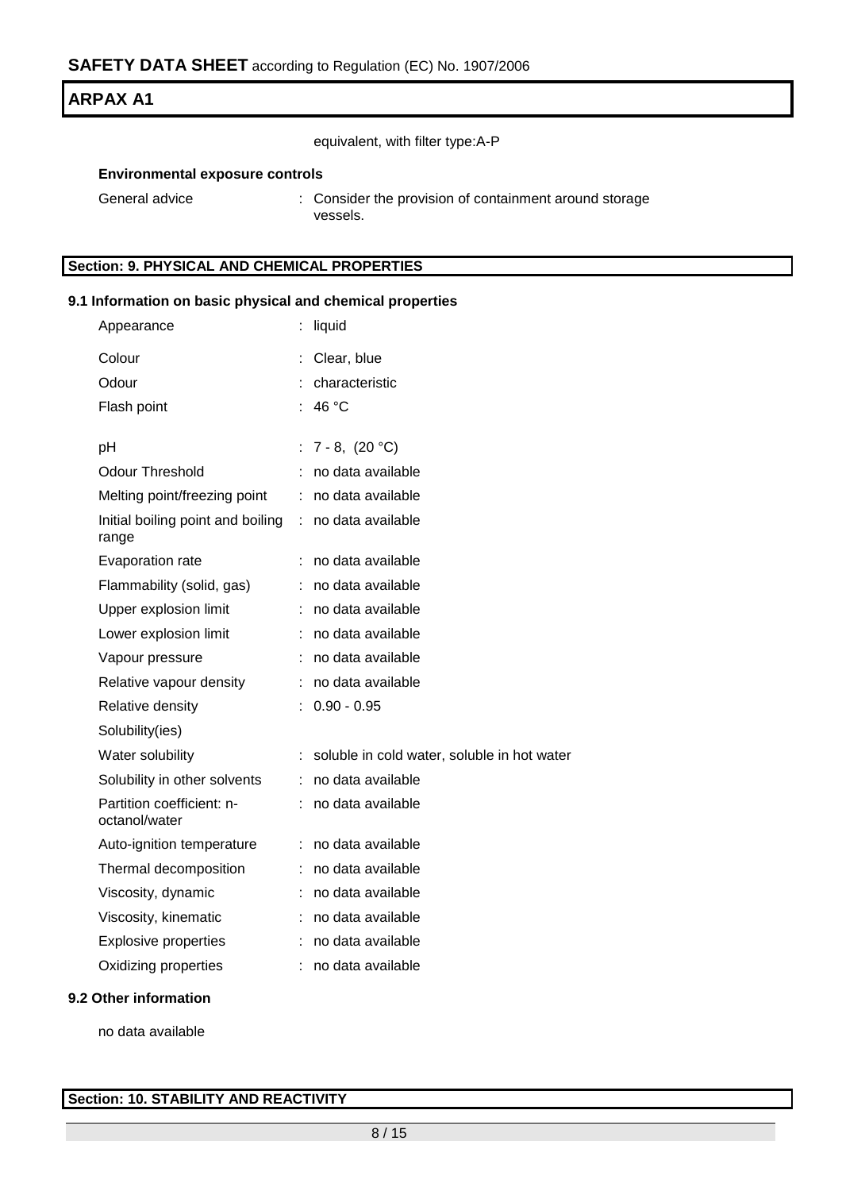equivalent, with filter type:A-P

**Environmental exposure controls**

| | |
|---|---|
| General advice | : Consider the provision of containment around storage vessels. |

## Section: 9. PHYSICAL AND CHEMICAL PROPERTIES

### 9.1 Information on basic physical and chemical properties

| | |
|---|---|
| Appearance | : liquid |
| Colour | : Clear, blue |
| Odour | : characteristic |
| Flash point | : 46 °C |
| pH | : 7 - 8, (20 °C) |
| Odour Threshold | : no data available |
| Melting point/freezing point | : no data available |
| Initial boiling point and boiling range | : no data available |
| Evaporation rate | : no data available |
| Flammability (solid, gas) | : no data available |
| Upper explosion limit | : no data available |
| Lower explosion limit | : no data available |
| Vapour pressure | : no data available |
| Relative vapour density | : no data available |
| Relative density | : 0.90 - 0.95 |
| Solubility(ies) | |
| Water solubility | : soluble in cold water, soluble in hot water |
| Solubility in other solvents | : no data available |
| Partition coefficient: n-octanol/water | : no data available |
| Auto-ignition temperature | : no data available |
| Thermal decomposition | : no data available |
| Viscosity, dynamic | : no data available |
| Viscosity, kinematic | : no data available |
| Explosive properties | : no data available |
| Oxidizing properties | : no data available |

### 9.2 Other information

no data available

## Section: 10. STABILITY AND REACTIVITY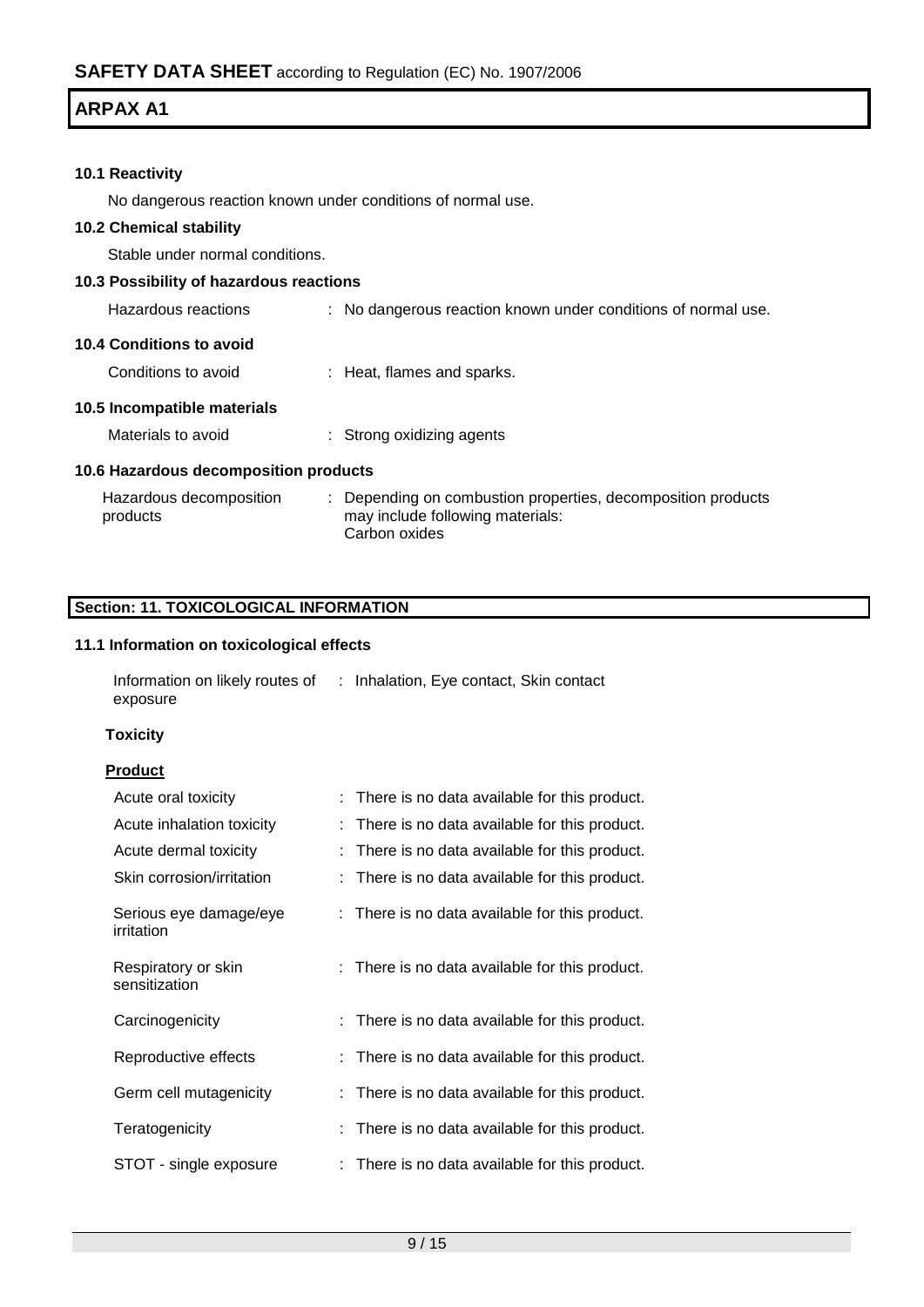### 10.1 Reactivity

No dangerous reaction known under conditions of normal use.

### 10.2 Chemical stability

Stable under normal conditions.

### 10.3 Possibility of hazardous reactions

| | |
|---|---|
| Hazardous reactions | : No dangerous reaction known under conditions of normal use. |

### 10.4 Conditions to avoid

| | |
|---|---|
| Conditions to avoid | : Heat, flames and sparks. |

### 10.5 Incompatible materials

| | |
|---|---|
| Materials to avoid | : Strong oxidizing agents |

### 10.6 Hazardous decomposition products

| | |
|---|---|
| Hazardous decomposition products | : Depending on combustion properties, decomposition products may include following materials: Carbon oxides |

## Section: 11. TOXICOLOGICAL INFORMATION

### 11.1 Information on toxicological effects

| | |
|---|---|
| Information on likely routes of exposure | : Inhalation, Eye contact, Skin contact |

**Toxicity**

**Product**

| | |
|---|---|
| Acute oral toxicity | : There is no data available for this product. |
| Acute inhalation toxicity | : There is no data available for this product. |
| Acute dermal toxicity | : There is no data available for this product. |
| Skin corrosion/irritation | : There is no data available for this product. |
| Serious eye damage/eye irritation | : There is no data available for this product. |
| Respiratory or skin sensitization | : There is no data available for this product. |
| Carcinogenicity | : There is no data available for this product. |
| Reproductive effects | : There is no data available for this product. |
| Germ cell mutagenicity | : There is no data available for this product. |
| Teratogenicity | : There is no data available for this product. |
| STOT - single exposure | : There is no data available for this product. |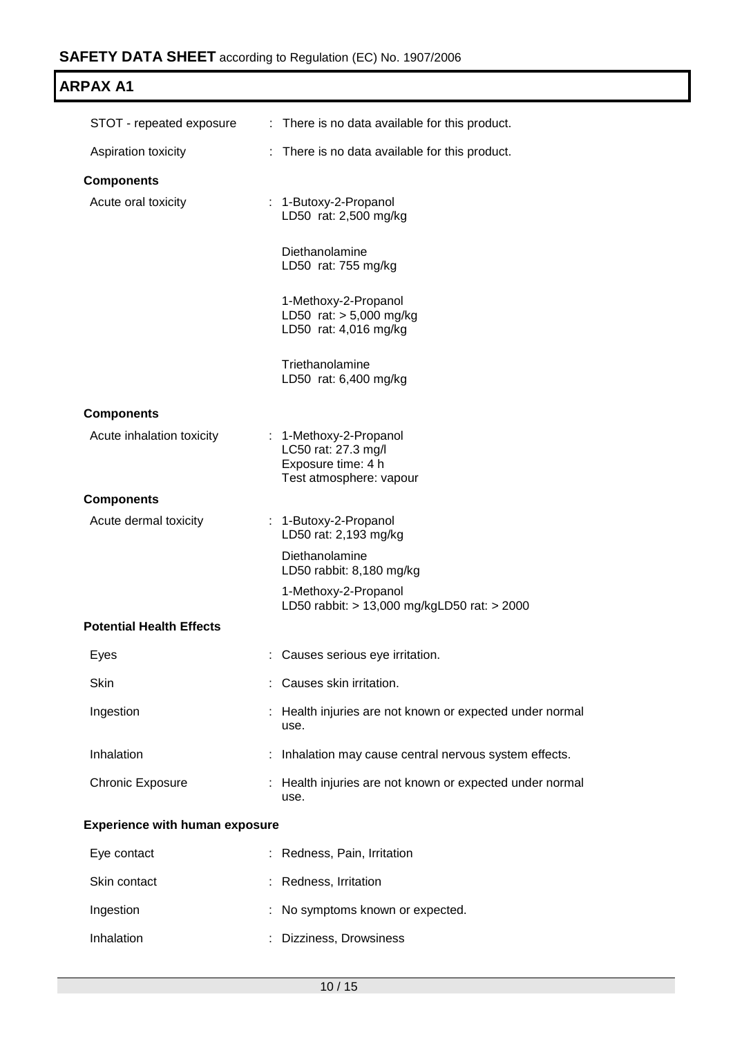STOT - repeated exposure : There is no data available for this product.

Aspiration toxicity : There is no data available for this product.

**Components**

Acute oral toxicity : 1-Butoxy-2-Propanol
LD50 rat: 2,500 mg/kg

Diethanolamine
LD50 rat: 755 mg/kg

1-Methoxy-2-Propanol
LD50 rat: > 5,000 mg/kg
LD50 rat: 4,016 mg/kg

Triethanolamine
LD50 rat: 6,400 mg/kg

**Components**

Acute inhalation toxicity : 1-Methoxy-2-Propanol
LC50 rat: 27.3 mg/l
Exposure time: 4 h
Test atmosphere: vapour

**Components**

Acute dermal toxicity : 1-Butoxy-2-Propanol
LD50 rat: 2,193 mg/kg

Diethanolamine
LD50 rabbit: 8,180 mg/kg

1-Methoxy-2-Propanol
LD50 rabbit: > 13,000 mg/kgLD50 rat: > 2000

**Potential Health Effects**

Eyes : Causes serious eye irritation.

Skin : Causes skin irritation.

Ingestion : Health injuries are not known or expected under normal use.

Inhalation : Inhalation may cause central nervous system effects.

Chronic Exposure : Health injuries are not known or expected under normal use.

**Experience with human exposure**

Eye contact : Redness, Pain, Irritation

Skin contact : Redness, Irritation

Ingestion : No symptoms known or expected.

Inhalation : Dizziness, Drowsiness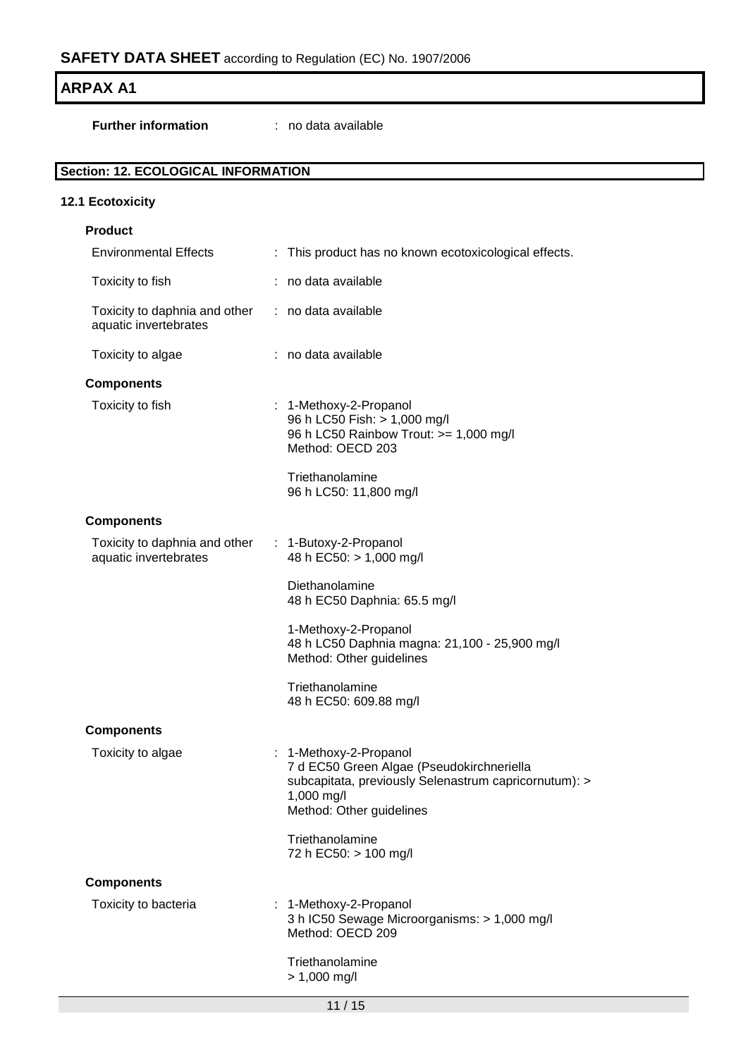**Further information** : no data available

## Section: 12. ECOLOGICAL INFORMATION

### 12.1 Ecotoxicity

**Product**

| | |
|---|---|
| Environmental Effects | : This product has no known ecotoxicological effects. |
| Toxicity to fish | : no data available |
| Toxicity to daphnia and other aquatic invertebrates | : no data available |
| Toxicity to algae | : no data available |

**Components**

Toxicity to fish :

1-Methoxy-2-Propanol
96 h LC50 Fish: > 1,000 mg/l
96 h LC50 Rainbow Trout: >= 1,000 mg/l
Method: OECD 203

Triethanolamine
96 h LC50: 11,800 mg/l

**Components**

Toxicity to daphnia and other aquatic invertebrates :

1-Butoxy-2-Propanol
48 h EC50: > 1,000 mg/l

Diethanolamine
48 h EC50 Daphnia: 65.5 mg/l

1-Methoxy-2-Propanol
48 h LC50 Daphnia magna: 21,100 - 25,900 mg/l
Method: Other guidelines

Triethanolamine
48 h EC50: 609.88 mg/l

**Components**

Toxicity to algae :

1-Methoxy-2-Propanol
7 d EC50 Green Algae (Pseudokirchneriella subcapitata, previously Selenastrum capricornutum): > 1,000 mg/l
Method: Other guidelines

Triethanolamine
72 h EC50: > 100 mg/l

**Components**

Toxicity to bacteria :

1-Methoxy-2-Propanol
3 h IC50 Sewage Microorganisms: > 1,000 mg/l
Method: OECD 209

Triethanolamine
> 1,000 mg/l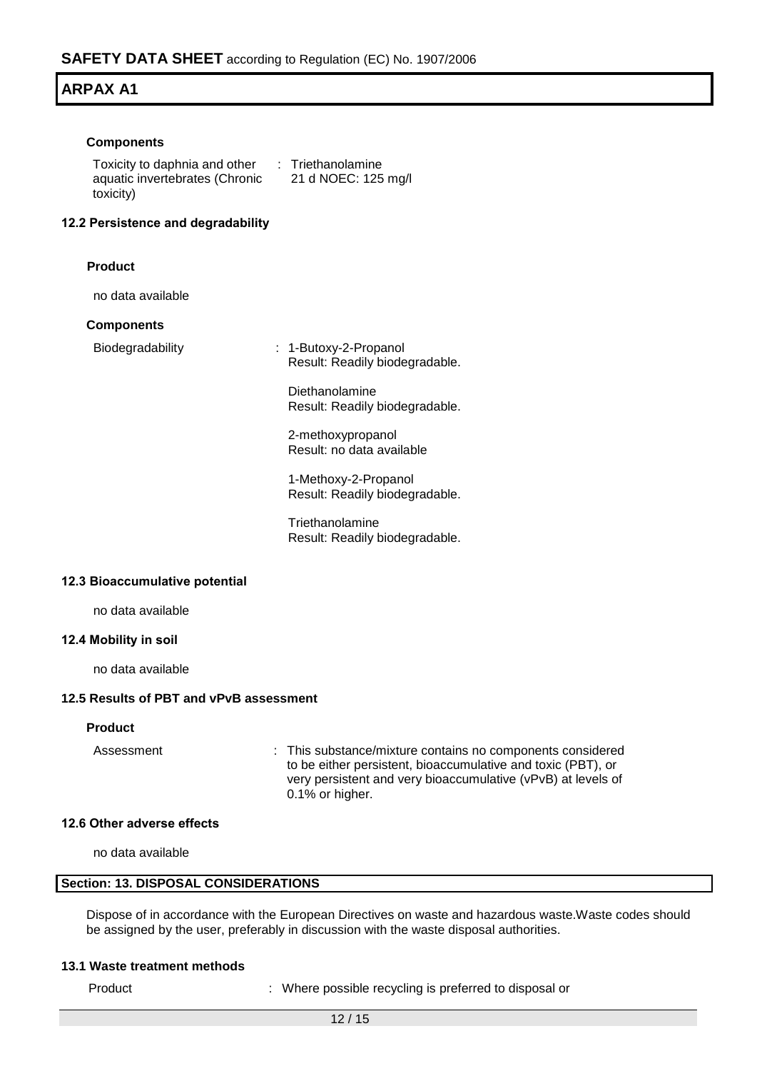#### Components

Toxicity to daphnia and other aquatic invertebrates (Chronic toxicity) : Triethanolamine
21 d NOEC: 125 mg/l

### 12.2 Persistence and degradability

#### Product

no data available

#### Components

Biodegradability : 1-Butoxy-2-Propanol
Result: Readily biodegradable.

Diethanolamine
Result: Readily biodegradable.

2-methoxypropanol
Result: no data available

1-Methoxy-2-Propanol
Result: Readily biodegradable.

Triethanolamine
Result: Readily biodegradable.

### 12.3 Bioaccumulative potential

no data available

### 12.4 Mobility in soil

no data available

### 12.5 Results of PBT and vPvB assessment

#### Product

Assessment : This substance/mixture contains no components considered to be either persistent, bioaccumulative and toxic (PBT), or very persistent and very bioaccumulative (vPvB) at levels of 0.1% or higher.

### 12.6 Other adverse effects

no data available

## Section: 13. DISPOSAL CONSIDERATIONS

Dispose of in accordance with the European Directives on waste and hazardous waste.Waste codes should be assigned by the user, preferably in discussion with the waste disposal authorities.

### 13.1 Waste treatment methods

Product : Where possible recycling is preferred to disposal or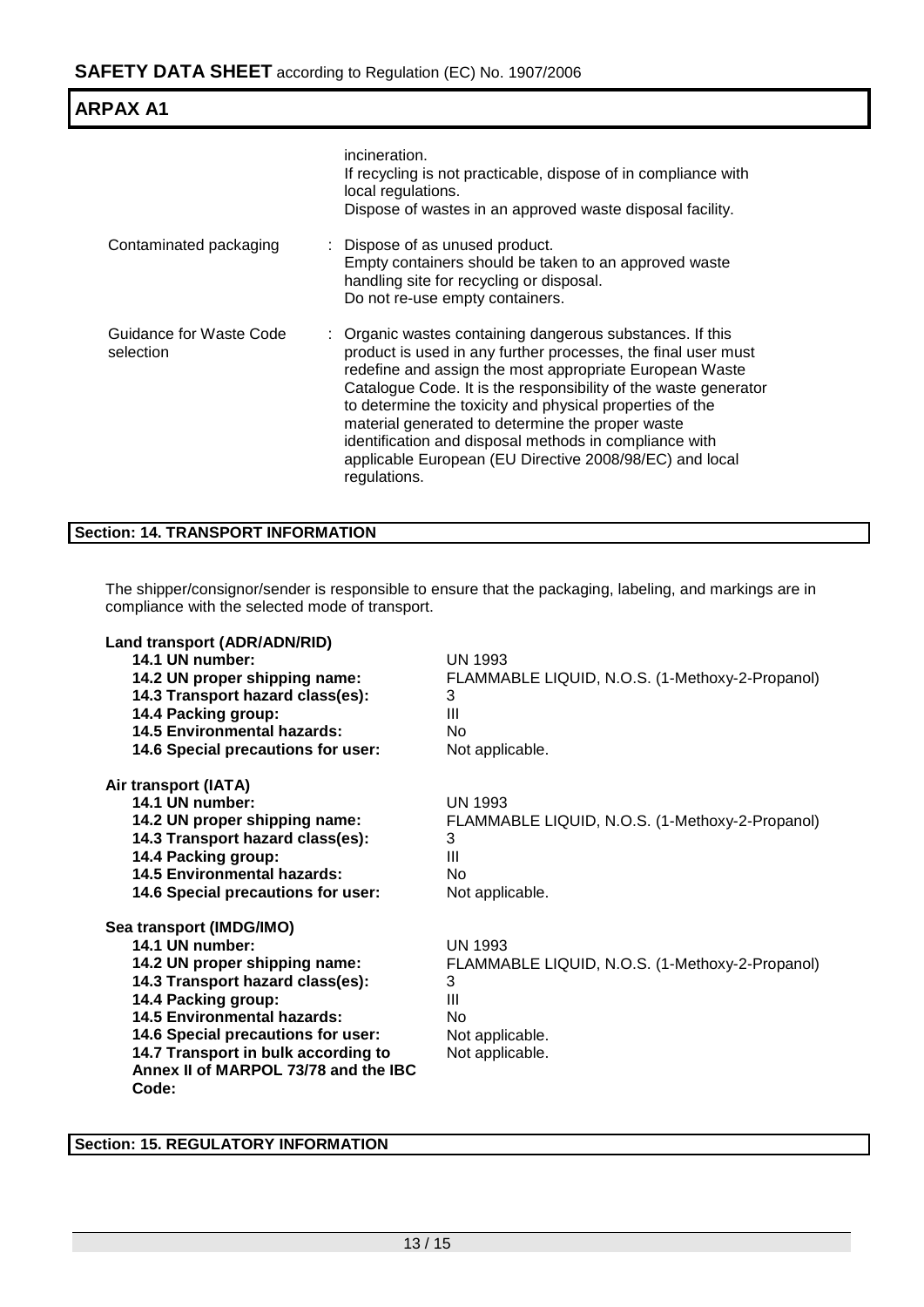|  |  |
|---|---|
|  | incineration.<br>If recycling is not practicable, dispose of in compliance with local regulations.<br>Dispose of wastes in an approved waste disposal facility. |
| Contaminated packaging | : Dispose of as unused product.<br>Empty containers should be taken to an approved waste handling site for recycling or disposal.<br>Do not re-use empty containers. |
| Guidance for Waste Code selection | : Organic wastes containing dangerous substances. If this product is used in any further processes, the final user must redefine and assign the most appropriate European Waste Catalogue Code. It is the responsibility of the waste generator to determine the toxicity and physical properties of the material generated to determine the proper waste identification and disposal methods in compliance with applicable European (EU Directive 2008/98/EC) and local regulations. |

## Section: 14. TRANSPORT INFORMATION

The shipper/consignor/sender is responsible to ensure that the packaging, labeling, and markings are in compliance with the selected mode of transport.

**Land transport (ADR/ADN/RID)**

| | |
|---|---|
| **14.1 UN number:** | UN 1993 |
| **14.2 UN proper shipping name:** | FLAMMABLE LIQUID, N.O.S. (1-Methoxy-2-Propanol) |
| **14.3 Transport hazard class(es):** | 3 |
| **14.4 Packing group:** | III |
| **14.5 Environmental hazards:** | No |
| **14.6 Special precautions for user:** | Not applicable. |

**Air transport (IATA)**

| | |
|---|---|
| **14.1 UN number:** | UN 1993 |
| **14.2 UN proper shipping name:** | FLAMMABLE LIQUID, N.O.S. (1-Methoxy-2-Propanol) |
| **14.3 Transport hazard class(es):** | 3 |
| **14.4 Packing group:** | III |
| **14.5 Environmental hazards:** | No |
| **14.6 Special precautions for user:** | Not applicable. |

**Sea transport (IMDG/IMO)**

| | |
|---|---|
| **14.1 UN number:** | UN 1993 |
| **14.2 UN proper shipping name:** | FLAMMABLE LIQUID, N.O.S. (1-Methoxy-2-Propanol) |
| **14.3 Transport hazard class(es):** | 3 |
| **14.4 Packing group:** | III |
| **14.5 Environmental hazards:** | No |
| **14.6 Special precautions for user:** | Not applicable. |
| **14.7 Transport in bulk according to Annex II of MARPOL 73/78 and the IBC Code:** | Not applicable. |

## Section: 15. REGULATORY INFORMATION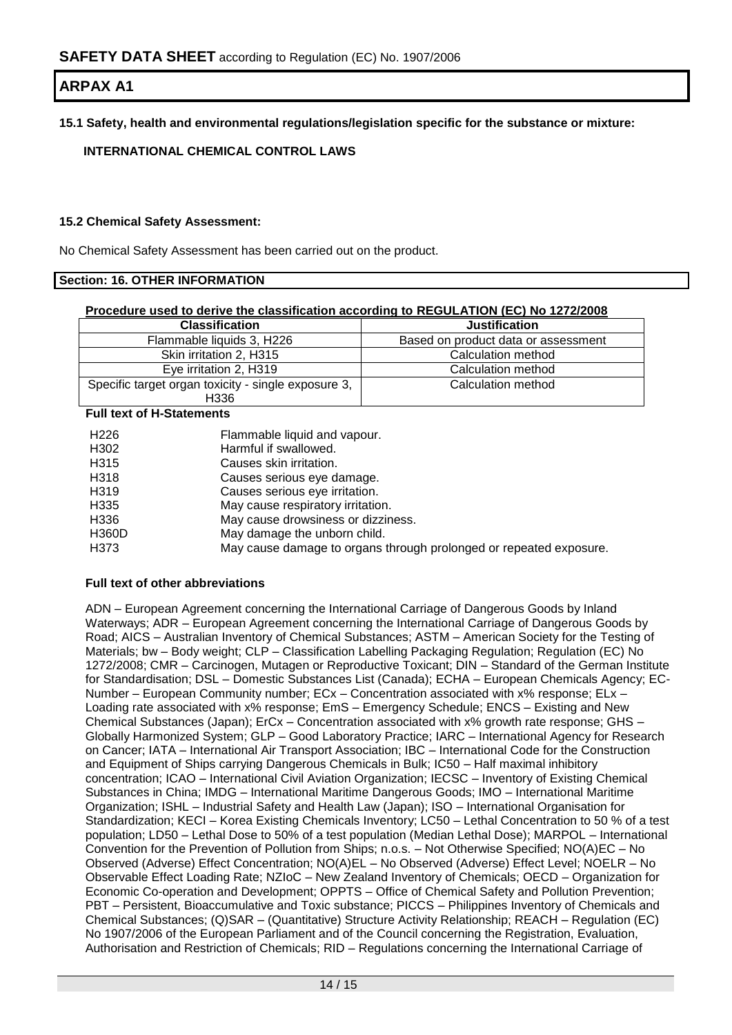# ARPAX A1

**15.1 Safety, health and environmental regulations/legislation specific for the substance or mixture:**

**INTERNATIONAL CHEMICAL CONTROL LAWS**

**15.2 Chemical Safety Assessment:**

No Chemical Safety Assessment has been carried out on the product.

## Section: 16. OTHER INFORMATION

**Procedure used to derive the classification according to REGULATION (EC) No 1272/2008**

| Classification | Justification |
|---|---|
| Flammable liquids 3, H226 | Based on product data or assessment |
| Skin irritation 2, H315 | Calculation method |
| Eye irritation 2, H319 | Calculation method |
| Specific target organ toxicity - single exposure 3, H336 | Calculation method |

**Full text of H-Statements**

| | |
|---|---|
| H226 | Flammable liquid and vapour. |
| H302 | Harmful if swallowed. |
| H315 | Causes skin irritation. |
| H318 | Causes serious eye damage. |
| H319 | Causes serious eye irritation. |
| H335 | May cause respiratory irritation. |
| H336 | May cause drowsiness or dizziness. |
| H360D | May damage the unborn child. |
| H373 | May cause damage to organs through prolonged or repeated exposure. |

**Full text of other abbreviations**

ADN – European Agreement concerning the International Carriage of Dangerous Goods by Inland Waterways; ADR – European Agreement concerning the International Carriage of Dangerous Goods by Road; AICS – Australian Inventory of Chemical Substances; ASTM – American Society for the Testing of Materials; bw – Body weight; CLP – Classification Labelling Packaging Regulation; Regulation (EC) No 1272/2008; CMR – Carcinogen, Mutagen or Reproductive Toxicant; DIN – Standard of the German Institute for Standardisation; DSL – Domestic Substances List (Canada); ECHA – European Chemicals Agency; EC-Number – European Community number; ECx – Concentration associated with x% response; ELx – Loading rate associated with x% response; EmS – Emergency Schedule; ENCS – Existing and New Chemical Substances (Japan); ErCx – Concentration associated with x% growth rate response; GHS – Globally Harmonized System; GLP – Good Laboratory Practice; IARC – International Agency for Research on Cancer; IATA – International Air Transport Association; IBC – International Code for the Construction and Equipment of Ships carrying Dangerous Chemicals in Bulk; IC50 – Half maximal inhibitory concentration; ICAO – International Civil Aviation Organization; IECSC – Inventory of Existing Chemical Substances in China; IMDG – International Maritime Dangerous Goods; IMO – International Maritime Organization; ISHL – Industrial Safety and Health Law (Japan); ISO – International Organisation for Standardization; KECI – Korea Existing Chemicals Inventory; LC50 – Lethal Concentration to 50 % of a test population; LD50 – Lethal Dose to 50% of a test population (Median Lethal Dose); MARPOL – International Convention for the Prevention of Pollution from Ships; n.o.s. – Not Otherwise Specified; NO(A)EC – No Observed (Adverse) Effect Concentration; NO(A)EL – No Observed (Adverse) Effect Level; NOELR – No Observable Effect Loading Rate; NZIoC – New Zealand Inventory of Chemicals; OECD – Organization for Economic Co-operation and Development; OPPTS – Office of Chemical Safety and Pollution Prevention; PBT – Persistent, Bioaccumulative and Toxic substance; PICCS – Philippines Inventory of Chemicals and Chemical Substances; (Q)SAR – (Quantitative) Structure Activity Relationship; REACH – Regulation (EC) No 1907/2006 of the European Parliament and of the Council concerning the Registration, Evaluation, Authorisation and Restriction of Chemicals; RID – Regulations concerning the International Carriage of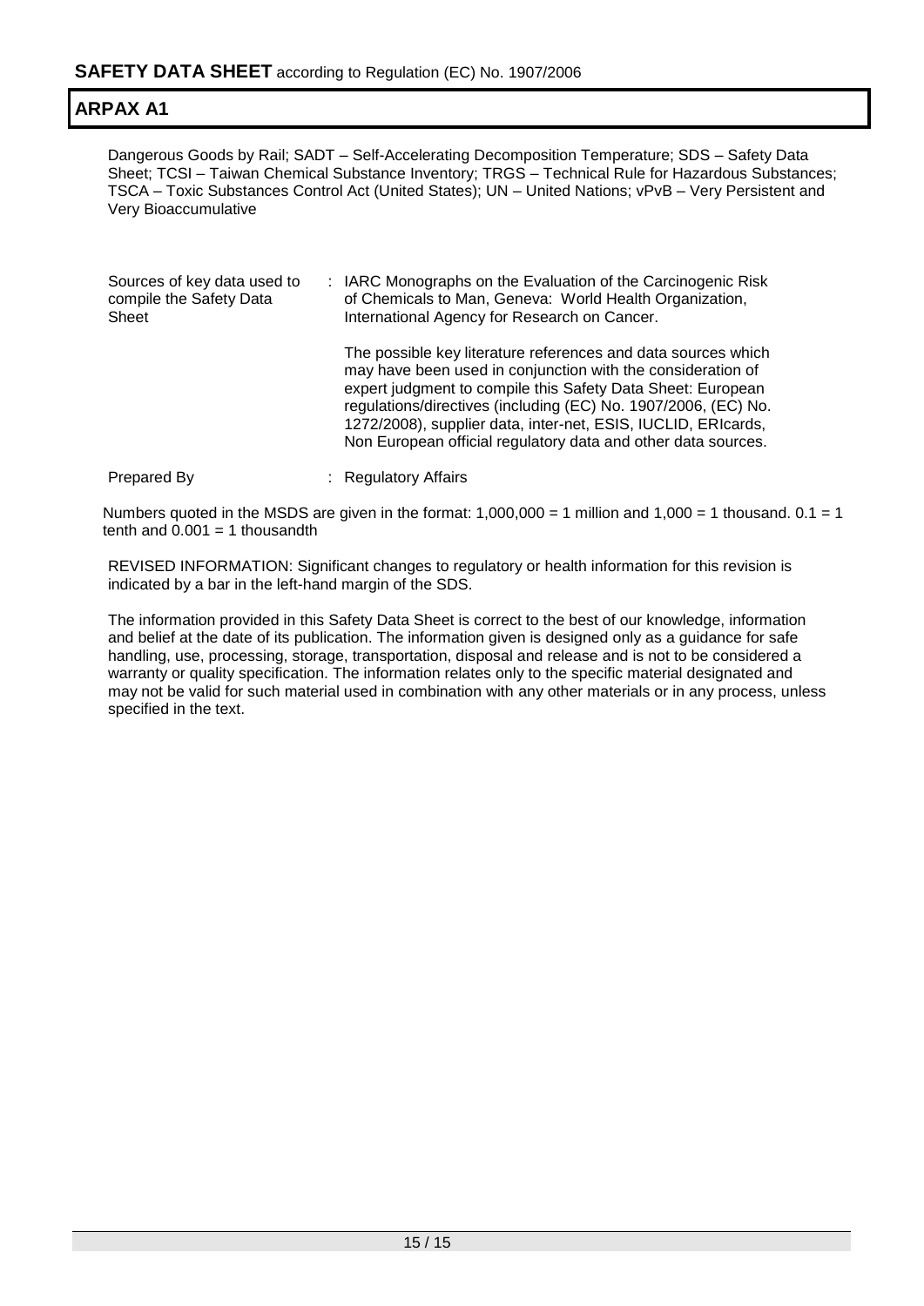Dangerous Goods by Rail; SADT – Self-Accelerating Decomposition Temperature; SDS – Safety Data Sheet; TCSI – Taiwan Chemical Substance Inventory; TRGS – Technical Rule for Hazardous Substances; TSCA – Toxic Substances Control Act (United States); UN – United Nations; vPvB – Very Persistent and Very Bioaccumulative

| | |
|---|---|
| Sources of key data used to compile the Safety Data Sheet | : IARC Monographs on the Evaluation of the Carcinogenic Risk of Chemicals to Man, Geneva: World Health Organization, International Agency for Research on Cancer.<br><br>The possible key literature references and data sources which may have been used in conjunction with the consideration of expert judgment to compile this Safety Data Sheet: European regulations/directives (including (EC) No. 1907/2006, (EC) No. 1272/2008), supplier data, inter-net, ESIS, IUCLID, ERIcards, Non European official regulatory data and other data sources. |
| Prepared By | : Regulatory Affairs |

Numbers quoted in the MSDS are given in the format: 1,000,000 = 1 million and 1,000 = 1 thousand. 0.1 = 1 tenth and 0.001 = 1 thousandth

REVISED INFORMATION: Significant changes to regulatory or health information for this revision is indicated by a bar in the left-hand margin of the SDS.

The information provided in this Safety Data Sheet is correct to the best of our knowledge, information and belief at the date of its publication. The information given is designed only as a guidance for safe handling, use, processing, storage, transportation, disposal and release and is not to be considered a warranty or quality specification. The information relates only to the specific material designated and may not be valid for such material used in combination with any other materials or in any process, unless specified in the text.